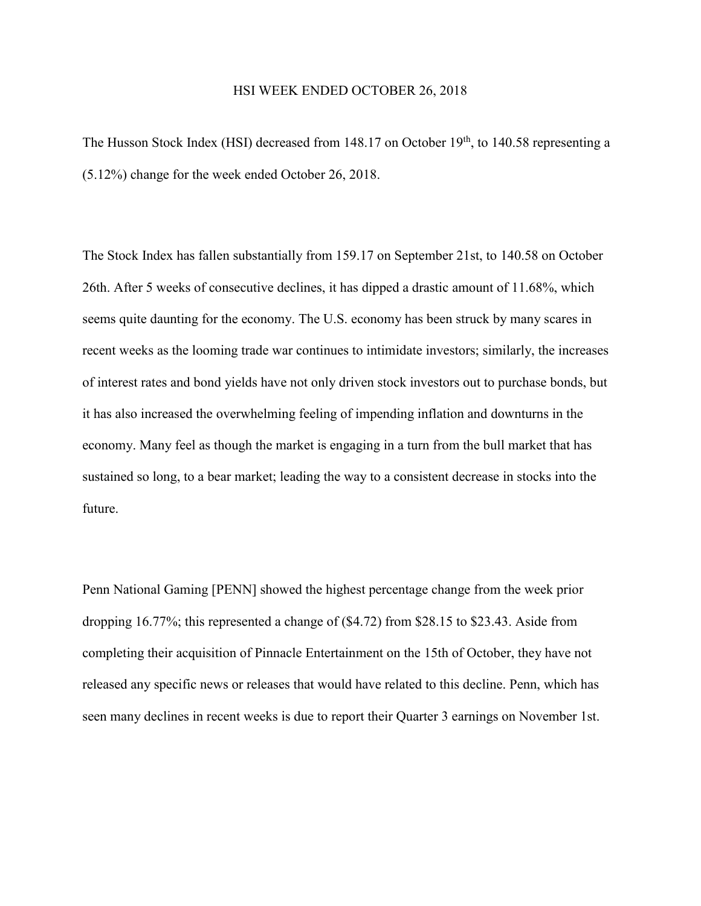# HSI WEEK ENDED OCTOBER 26, 2018

The Husson Stock Index (HSI) decreased from 148.17 on October 19th, to 140.58 representing a (5.12%) change for the week ended October 26, 2018.

The Stock Index has fallen substantially from 159.17 on September 21st, to 140.58 on October 26th. After 5 weeks of consecutive declines, it has dipped a drastic amount of 11.68%, which seems quite daunting for the economy. The U.S. economy has been struck by many scares in recent weeks as the looming trade war continues to intimidate investors; similarly, the increases of interest rates and bond yields have not only driven stock investors out to purchase bonds, but it has also increased the overwhelming feeling of impending inflation and downturns in the economy. Many feel as though the market is engaging in a turn from the bull market that has sustained so long, to a bear market; leading the way to a consistent decrease in stocks into the future.

Penn National Gaming [PENN] showed the highest percentage change from the week prior dropping 16.77%; this represented a change of ($4.72) from $28.15 to $23.43. Aside from completing their acquisition of Pinnacle Entertainment on the 15th of October, they have not released any specific news or releases that would have related to this decline. Penn, which has seen many declines in recent weeks is due to report their Quarter 3 earnings on November 1st.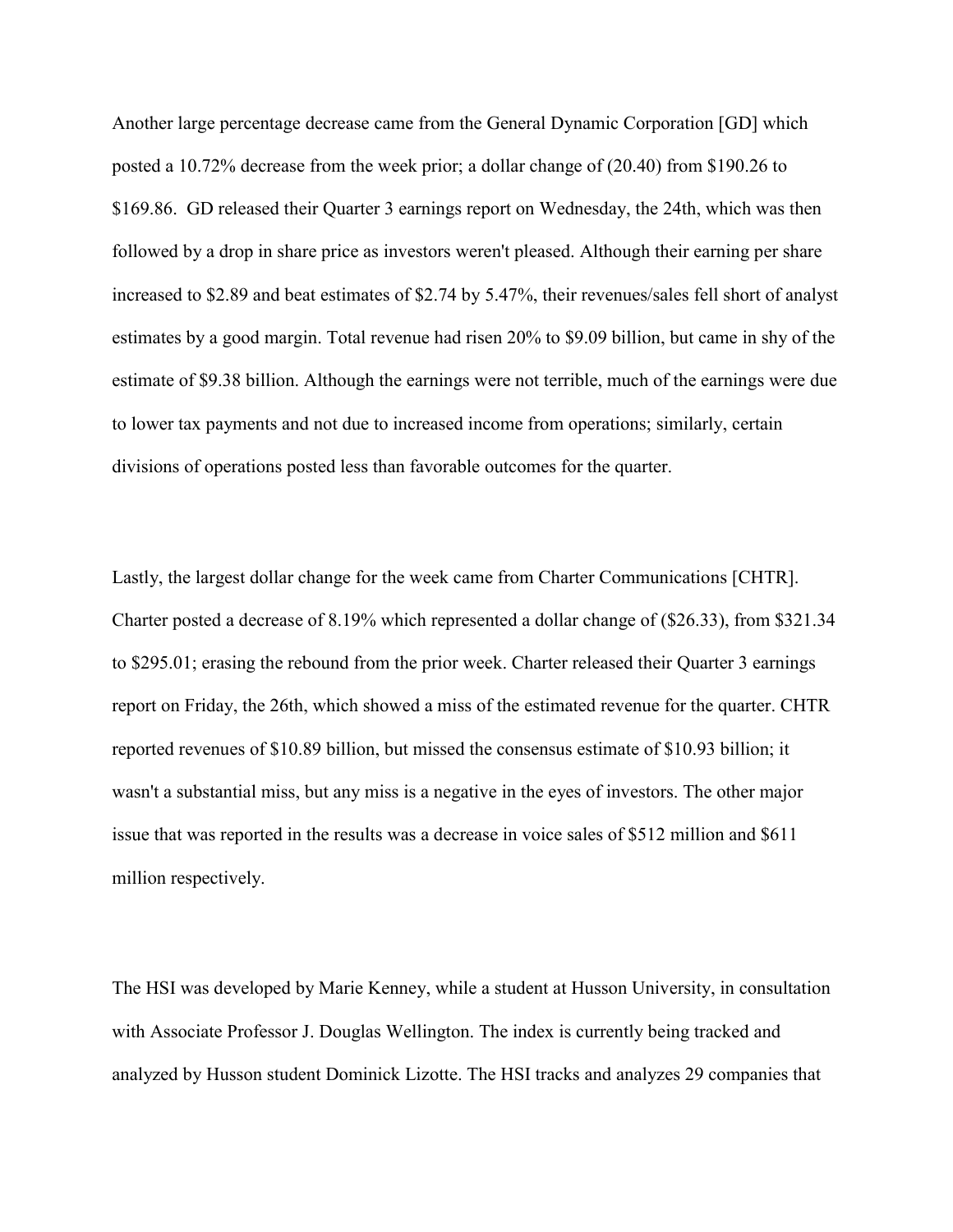Another large percentage decrease came from the General Dynamic Corporation [GD] which posted a 10.72% decrease from the week prior; a dollar change of (20.40) from $190.26 to $169.86. GD released their Quarter 3 earnings report on Wednesday, the 24th, which was then followed by a drop in share price as investors weren't pleased. Although their earning per share increased to $2.89 and beat estimates of $2.74 by 5.47%, their revenues/sales fell short of analyst estimates by a good margin. Total revenue had risen 20% to $9.09 billion, but came in shy of the estimate of $9.38 billion. Although the earnings were not terrible, much of the earnings were due to lower tax payments and not due to increased income from operations; similarly, certain divisions of operations posted less than favorable outcomes for the quarter.

Lastly, the largest dollar change for the week came from Charter Communications [CHTR]. Charter posted a decrease of 8.19% which represented a dollar change of ($26.33), from $321.34 to $295.01; erasing the rebound from the prior week. Charter released their Quarter 3 earnings report on Friday, the 26th, which showed a miss of the estimated revenue for the quarter. CHTR reported revenues of $10.89 billion, but missed the consensus estimate of $10.93 billion; it wasn't a substantial miss, but any miss is a negative in the eyes of investors. The other major issue that was reported in the results was a decrease in voice sales of $512 million and $611 million respectively.

The HSI was developed by Marie Kenney, while a student at Husson University, in consultation with Associate Professor J. Douglas Wellington. The index is currently being tracked and analyzed by Husson student Dominick Lizotte. The HSI tracks and analyzes 29 companies that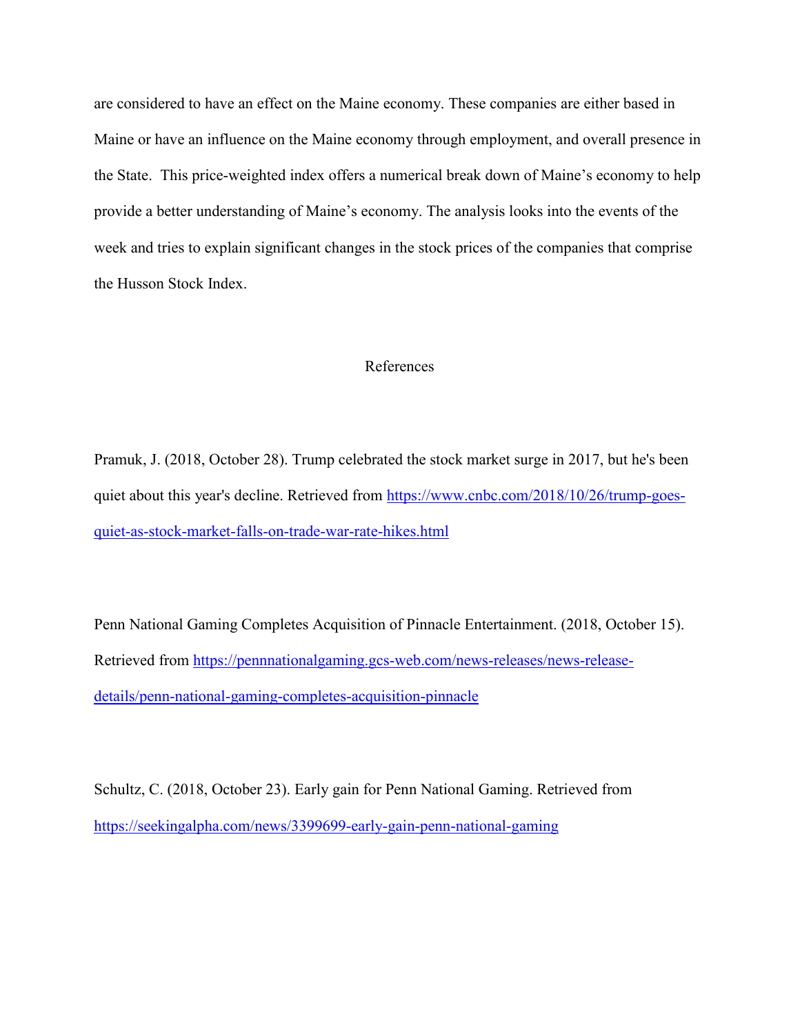are considered to have an effect on the Maine economy. These companies are either based in Maine or have an influence on the Maine economy through employment, and overall presence in the State. This price-weighted index offers a numerical break down of Maine's economy to help provide a better understanding of Maine's economy. The analysis looks into the events of the week and tries to explain significant changes in the stock prices of the companies that comprise the Husson Stock Index.

## References

Pramuk, J. (2018, October 28). Trump celebrated the stock market surge in 2017, but he's been quiet about this year's decline. Retrieved from [https://www.cnbc.com/2018/10/26/trump-goes-quiet-as-stock-market-falls-on-trade-war-rate-hikes.html](https://www.cnbc.com/2018/10/26/trump-goes-quiet-as-stock-market-falls-on-trade-war-rate-hikes.html)

Penn National Gaming Completes Acquisition of Pinnacle Entertainment. (2018, October 15). Retrieved from [https://pennnationalgaming.gcs-web.com/news-releases/news-release-details/penn-national-gaming-completes-acquisition-pinnacle](https://pennnationalgaming.gcs-web.com/news-releases/news-release-details/penn-national-gaming-completes-acquisition-pinnacle)

Schultz, C. (2018, October 23). Early gain for Penn National Gaming. Retrieved from [https://seekingalpha.com/news/3399699-early-gain-penn-national-gaming](https://seekingalpha.com/news/3399699-early-gain-penn-national-gaming)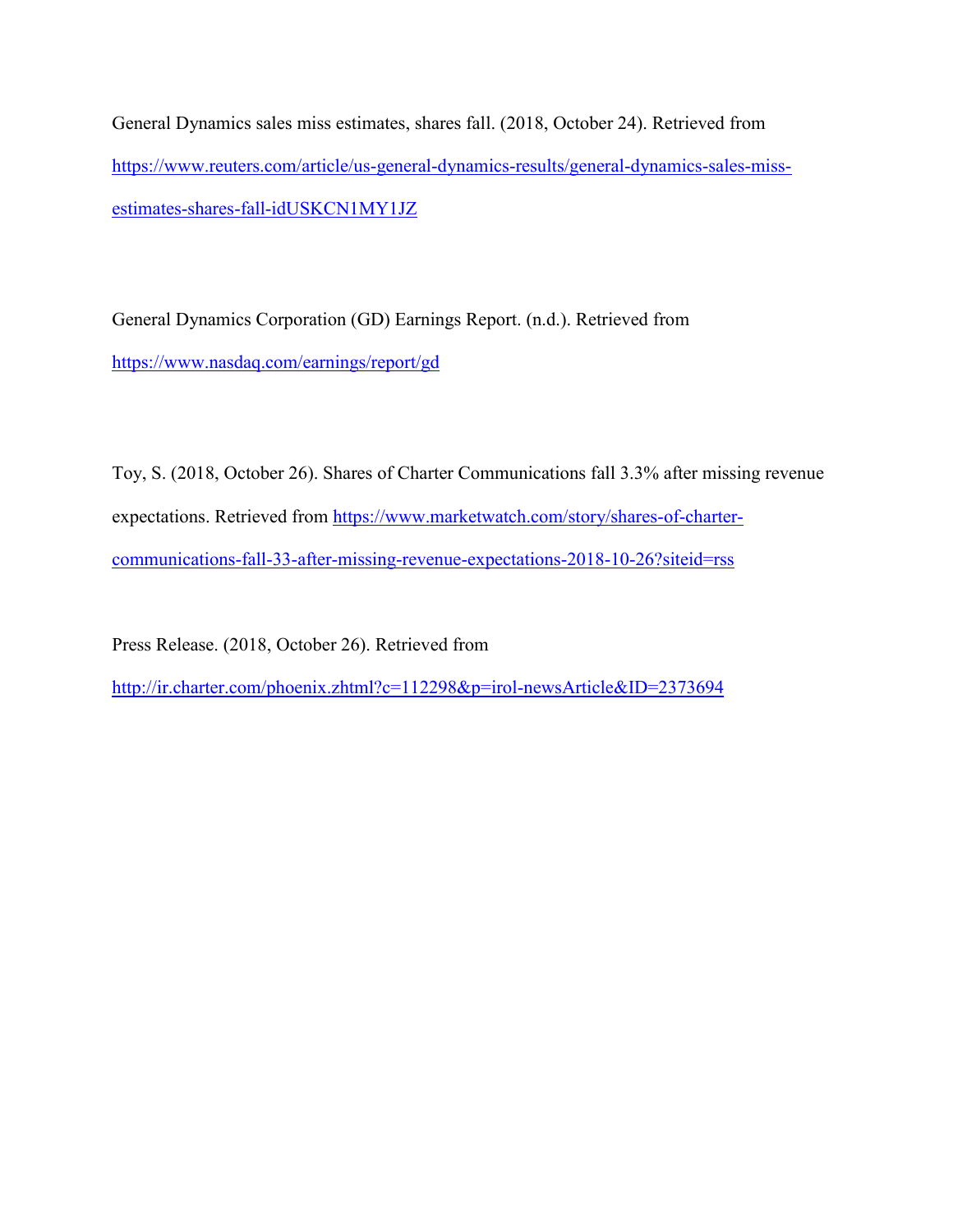General Dynamics sales miss estimates, shares fall. (2018, October 24). Retrieved from https://www.reuters.com/article/us-general-dynamics-results/general-dynamics-sales-miss-estimates-shares-fall-idUSKCN1MY1JZ

General Dynamics Corporation (GD) Earnings Report. (n.d.). Retrieved from https://www.nasdaq.com/earnings/report/gd

Toy, S. (2018, October 26). Shares of Charter Communications fall 3.3% after missing revenue expectations. Retrieved from https://www.marketwatch.com/story/shares-of-charter-communications-fall-33-after-missing-revenue-expectations-2018-10-26?siteid=rss

Press Release. (2018, October 26). Retrieved from http://ir.charter.com/phoenix.zhtml?c=112298&p=irol-newsArticle&ID=2373694